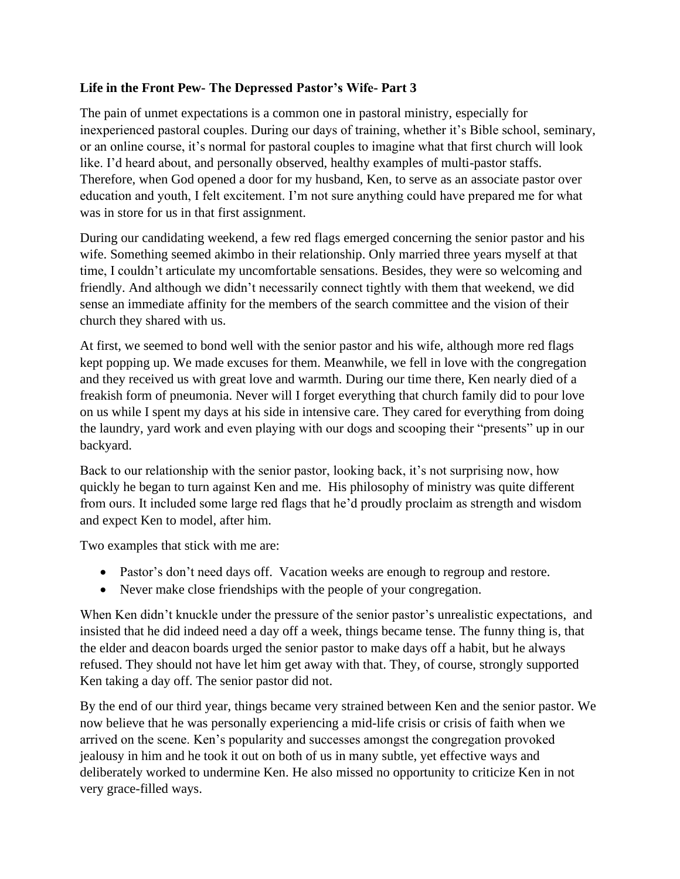**Life in the Front Pew- The Depressed Pastor's Wife- Part 3**

The pain of unmet expectations is a common one in pastoral ministry, especially for inexperienced pastoral couples. During our days of training, whether it's Bible school, seminary, or an online course, it's normal for pastoral couples to imagine what that first church will look like. I'd heard about, and personally observed, healthy examples of multi-pastor staffs. Therefore, when God opened a door for my husband, Ken, to serve as an associate pastor over education and youth, I felt excitement. I'm not sure anything could have prepared me for what was in store for us in that first assignment.

During our candidating weekend, a few red flags emerged concerning the senior pastor and his wife. Something seemed akimbo in their relationship. Only married three years myself at that time, I couldn't articulate my uncomfortable sensations. Besides, they were so welcoming and friendly. And although we didn't necessarily connect tightly with them that weekend, we did sense an immediate affinity for the members of the search committee and the vision of their church they shared with us.

At first, we seemed to bond well with the senior pastor and his wife, although more red flags kept popping up. We made excuses for them. Meanwhile, we fell in love with the congregation and they received us with great love and warmth. During our time there, Ken nearly died of a freakish form of pneumonia. Never will I forget everything that church family did to pour love on us while I spent my days at his side in intensive care. They cared for everything from doing the laundry, yard work and even playing with our dogs and scooping their "presents" up in our backyard.

Back to our relationship with the senior pastor, looking back, it's not surprising now, how quickly he began to turn against Ken and me. His philosophy of ministry was quite different from ours. It included some large red flags that he'd proudly proclaim as strength and wisdom and expect Ken to model, after him.

Two examples that stick with me are:

- Pastor's don't need days off. Vacation weeks are enough to regroup and restore.
- Never make close friendships with the people of your congregation.

When Ken didn't knuckle under the pressure of the senior pastor's unrealistic expectations, and insisted that he did indeed need a day off a week, things became tense. The funny thing is, that the elder and deacon boards urged the senior pastor to make days off a habit, but he always refused. They should not have let him get away with that. They, of course, strongly supported Ken taking a day off. The senior pastor did not.

By the end of our third year, things became very strained between Ken and the senior pastor. We now believe that he was personally experiencing a mid-life crisis or crisis of faith when we arrived on the scene. Ken's popularity and successes amongst the congregation provoked jealousy in him and he took it out on both of us in many subtle, yet effective ways and deliberately worked to undermine Ken. He also missed no opportunity to criticize Ken in not very grace-filled ways.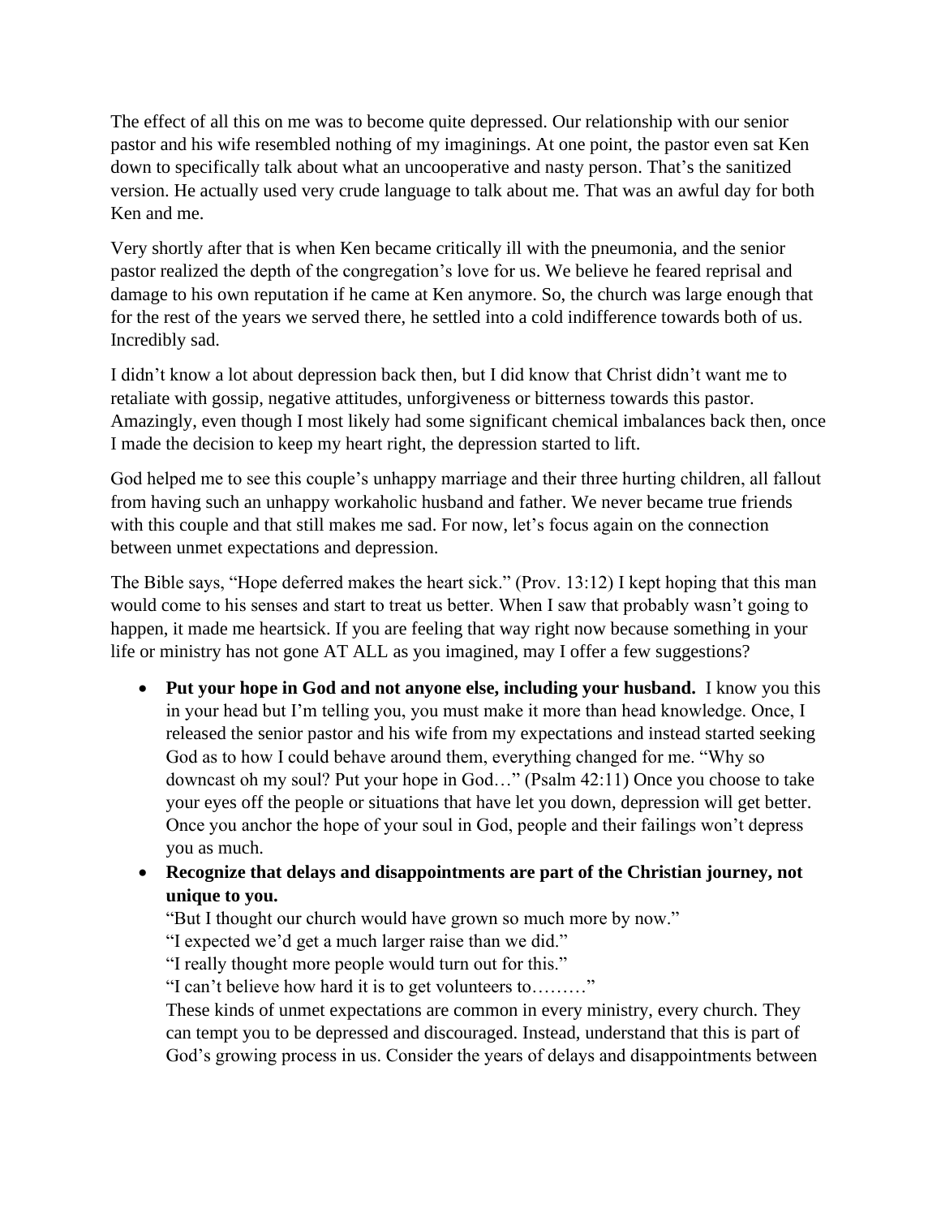The effect of all this on me was to become quite depressed. Our relationship with our senior pastor and his wife resembled nothing of my imaginings. At one point, the pastor even sat Ken down to specifically talk about what an uncooperative and nasty person. That's the sanitized version. He actually used very crude language to talk about me. That was an awful day for both Ken and me.

Very shortly after that is when Ken became critically ill with the pneumonia, and the senior pastor realized the depth of the congregation's love for us. We believe he feared reprisal and damage to his own reputation if he came at Ken anymore. So, the church was large enough that for the rest of the years we served there, he settled into a cold indifference towards both of us. Incredibly sad.

I didn't know a lot about depression back then, but I did know that Christ didn't want me to retaliate with gossip, negative attitudes, unforgiveness or bitterness towards this pastor. Amazingly, even though I most likely had some significant chemical imbalances back then, once I made the decision to keep my heart right, the depression started to lift.

God helped me to see this couple's unhappy marriage and their three hurting children, all fallout from having such an unhappy workaholic husband and father. We never became true friends with this couple and that still makes me sad. For now, let's focus again on the connection between unmet expectations and depression.

The Bible says, "Hope deferred makes the heart sick." (Prov. 13:12) I kept hoping that this man would come to his senses and start to treat us better. When I saw that probably wasn't going to happen, it made me heartsick. If you are feeling that way right now because something in your life or ministry has not gone AT ALL as you imagined, may I offer a few suggestions?

- **Put your hope in God and not anyone else, including your husband.** I know you this in your head but I'm telling you, you must make it more than head knowledge. Once, I released the senior pastor and his wife from my expectations and instead started seeking God as to how I could behave around them, everything changed for me. "Why so downcast oh my soul? Put your hope in God…" (Psalm 42:11) Once you choose to take your eyes off the people or situations that have let you down, depression will get better. Once you anchor the hope of your soul in God, people and their failings won't depress you as much.
- **Recognize that delays and disappointments are part of the Christian journey, not unique to you.**
  "But I thought our church would have grown so much more by now."
  "I expected we'd get a much larger raise than we did."
  "I really thought more people would turn out for this."
  "I can't believe how hard it is to get volunteers to………"
  These kinds of unmet expectations are common in every ministry, every church. They can tempt you to be depressed and discouraged. Instead, understand that this is part of God's growing process in us. Consider the years of delays and disappointments between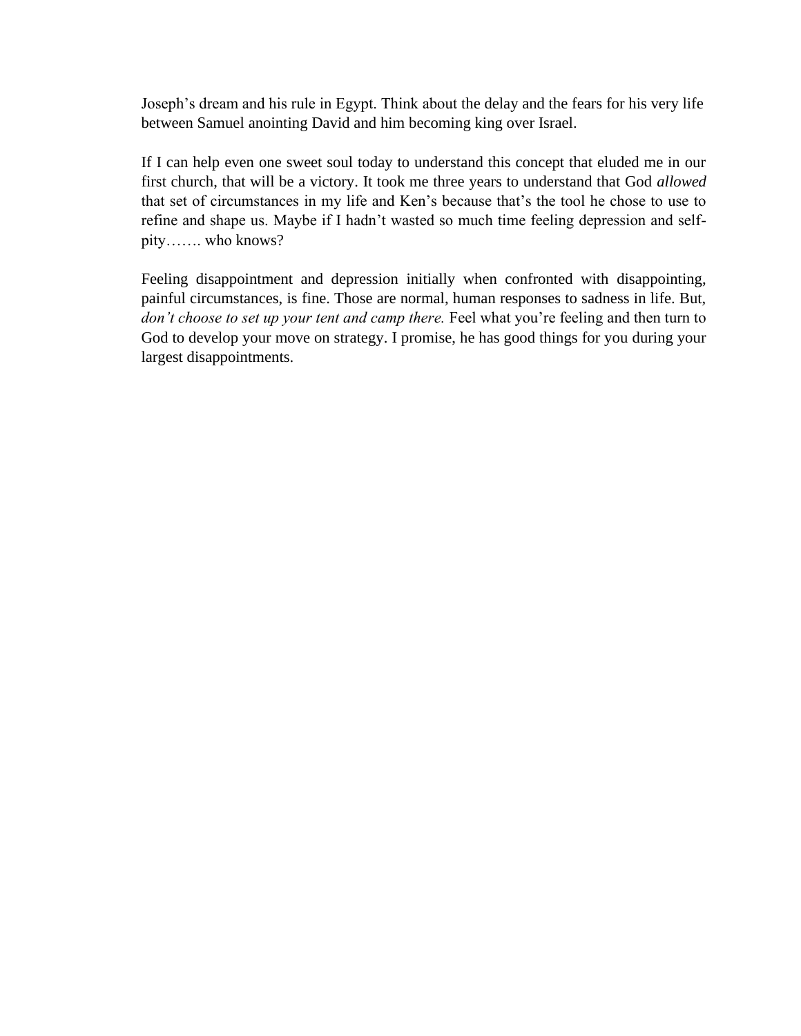Joseph's dream and his rule in Egypt. Think about the delay and the fears for his very life between Samuel anointing David and him becoming king over Israel.

If I can help even one sweet soul today to understand this concept that eluded me in our first church, that will be a victory. It took me three years to understand that God *allowed* that set of circumstances in my life and Ken's because that's the tool he chose to use to refine and shape us. Maybe if I hadn't wasted so much time feeling depression and self-pity……. who knows?

Feeling disappointment and depression initially when confronted with disappointing, painful circumstances, is fine. Those are normal, human responses to sadness in life. But, *don't choose to set up your tent and camp there.* Feel what you're feeling and then turn to God to develop your move on strategy. I promise, he has good things for you during your largest disappointments.